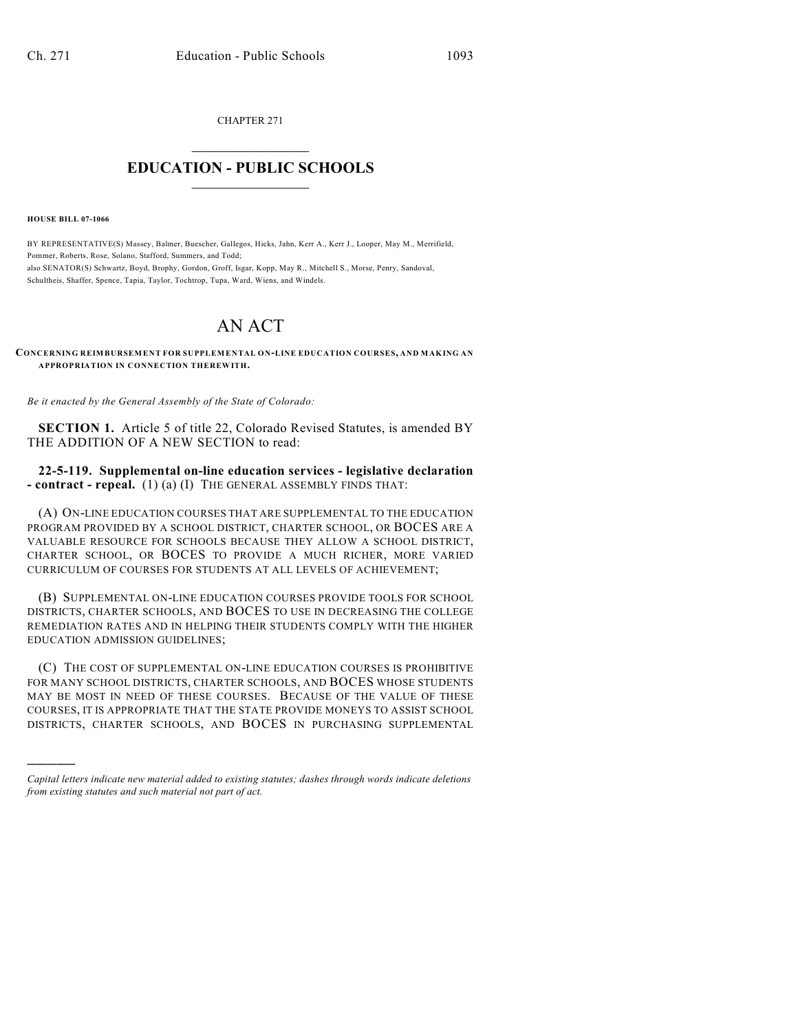CHAPTER 271

# EDUCATION - PUBLIC SCHOOLS

**HOUSE BILL 07-1066**

BY REPRESENTATIVE(S) Massey, Balmer, Buescher, Gallegos, Hicks, Jahn, Kerr A., Kerr J., Looper, May M., Merrifield, Pommer, Roberts, Rose, Solano, Stafford, Summers, and Todd;
also SENATOR(S) Schwartz, Boyd, Brophy, Gordon, Groff, Isgar, Kopp, May R., Mitchell S., Morse, Penry, Sandoval, Schultheis, Shaffer, Spence, Tapia, Taylor, Tochtrop, Tupa, Ward, Wiens, and Windels.

# AN ACT

**CONCERNING REIMBURSEMENT FOR SUPPLEMENTAL ON-LINE EDUCATION COURSES, AND MAKING AN APPROPRIATION IN CONNECTION THEREWITH.**

*Be it enacted by the General Assembly of the State of Colorado:*

**SECTION 1.** Article 5 of title 22, Colorado Revised Statutes, is amended BY THE ADDITION OF A NEW SECTION to read:

**22-5-119. Supplemental on-line education services - legislative declaration - contract - repeal.** (1) (a) (I) THE GENERAL ASSEMBLY FINDS THAT:

(A) ON-LINE EDUCATION COURSES THAT ARE SUPPLEMENTAL TO THE EDUCATION PROGRAM PROVIDED BY A SCHOOL DISTRICT, CHARTER SCHOOL, OR BOCES ARE A VALUABLE RESOURCE FOR SCHOOLS BECAUSE THEY ALLOW A SCHOOL DISTRICT, CHARTER SCHOOL, OR BOCES TO PROVIDE A MUCH RICHER, MORE VARIED CURRICULUM OF COURSES FOR STUDENTS AT ALL LEVELS OF ACHIEVEMENT;

(B) SUPPLEMENTAL ON-LINE EDUCATION COURSES PROVIDE TOOLS FOR SCHOOL DISTRICTS, CHARTER SCHOOLS, AND BOCES TO USE IN DECREASING THE COLLEGE REMEDIATION RATES AND IN HELPING THEIR STUDENTS COMPLY WITH THE HIGHER EDUCATION ADMISSION GUIDELINES;

(C) THE COST OF SUPPLEMENTAL ON-LINE EDUCATION COURSES IS PROHIBITIVE FOR MANY SCHOOL DISTRICTS, CHARTER SCHOOLS, AND BOCES WHOSE STUDENTS MAY BE MOST IN NEED OF THESE COURSES. BECAUSE OF THE VALUE OF THESE COURSES, IT IS APPROPRIATE THAT THE STATE PROVIDE MONEYS TO ASSIST SCHOOL DISTRICTS, CHARTER SCHOOLS, AND BOCES IN PURCHASING SUPPLEMENTAL

---

*Capital letters indicate new material added to existing statutes; dashes through words indicate deletions from existing statutes and such material not part of act.*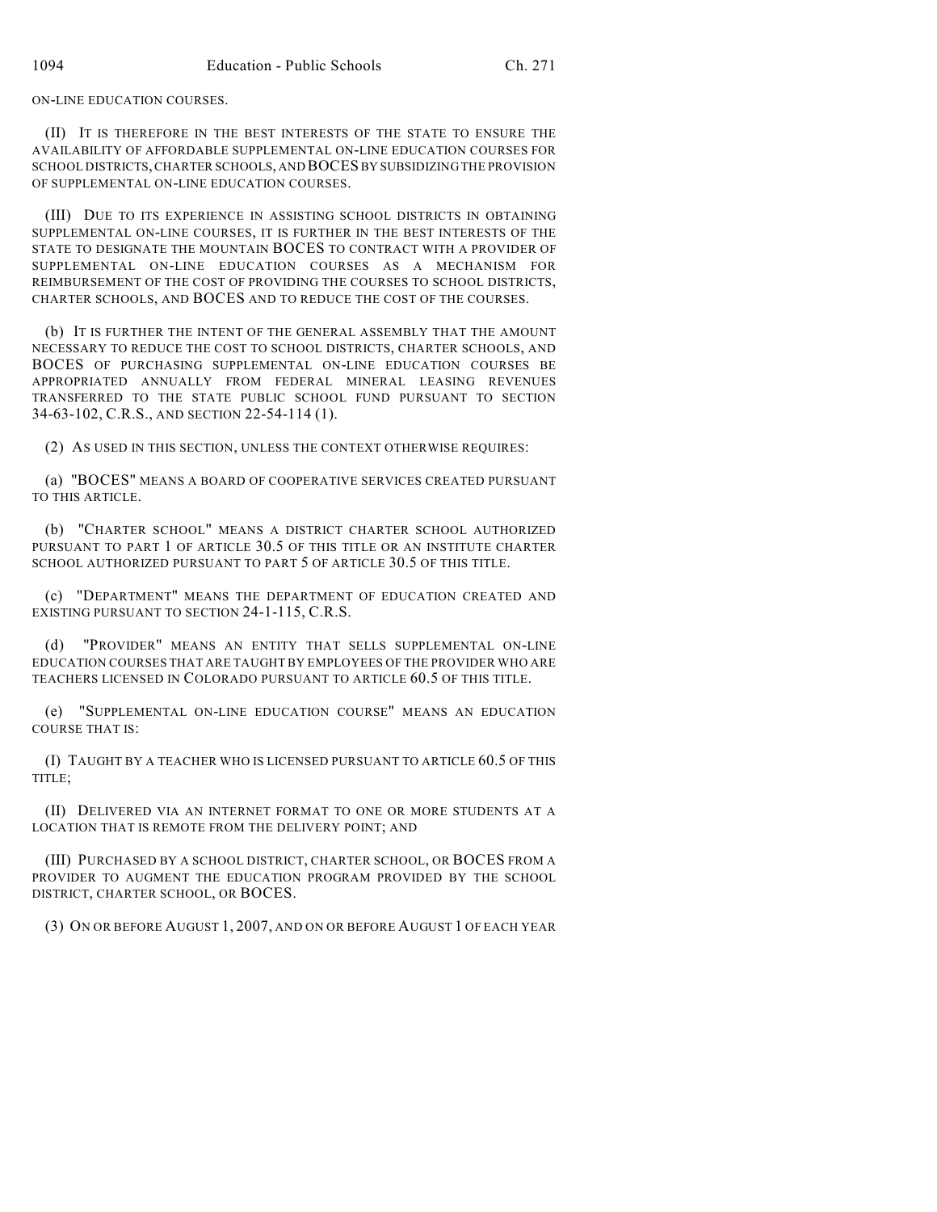ON-LINE EDUCATION COURSES.

(II) IT IS THEREFORE IN THE BEST INTERESTS OF THE STATE TO ENSURE THE AVAILABILITY OF AFFORDABLE SUPPLEMENTAL ON-LINE EDUCATION COURSES FOR SCHOOL DISTRICTS, CHARTER SCHOOLS, AND BOCES BY SUBSIDIZING THE PROVISION OF SUPPLEMENTAL ON-LINE EDUCATION COURSES.

(III) DUE TO ITS EXPERIENCE IN ASSISTING SCHOOL DISTRICTS IN OBTAINING SUPPLEMENTAL ON-LINE COURSES, IT IS FURTHER IN THE BEST INTERESTS OF THE STATE TO DESIGNATE THE MOUNTAIN BOCES TO CONTRACT WITH A PROVIDER OF SUPPLEMENTAL ON-LINE EDUCATION COURSES AS A MECHANISM FOR REIMBURSEMENT OF THE COST OF PROVIDING THE COURSES TO SCHOOL DISTRICTS, CHARTER SCHOOLS, AND BOCES AND TO REDUCE THE COST OF THE COURSES.

(b) IT IS FURTHER THE INTENT OF THE GENERAL ASSEMBLY THAT THE AMOUNT NECESSARY TO REDUCE THE COST TO SCHOOL DISTRICTS, CHARTER SCHOOLS, AND BOCES OF PURCHASING SUPPLEMENTAL ON-LINE EDUCATION COURSES BE APPROPRIATED ANNUALLY FROM FEDERAL MINERAL LEASING REVENUES TRANSFERRED TO THE STATE PUBLIC SCHOOL FUND PURSUANT TO SECTION 34-63-102, C.R.S., AND SECTION 22-54-114 (1).

(2) AS USED IN THIS SECTION, UNLESS THE CONTEXT OTHERWISE REQUIRES:

(a) "BOCES" MEANS A BOARD OF COOPERATIVE SERVICES CREATED PURSUANT TO THIS ARTICLE.

(b) "CHARTER SCHOOL" MEANS A DISTRICT CHARTER SCHOOL AUTHORIZED PURSUANT TO PART 1 OF ARTICLE 30.5 OF THIS TITLE OR AN INSTITUTE CHARTER SCHOOL AUTHORIZED PURSUANT TO PART 5 OF ARTICLE 30.5 OF THIS TITLE.

(c) "DEPARTMENT" MEANS THE DEPARTMENT OF EDUCATION CREATED AND EXISTING PURSUANT TO SECTION 24-1-115, C.R.S.

(d) "PROVIDER" MEANS AN ENTITY THAT SELLS SUPPLEMENTAL ON-LINE EDUCATION COURSES THAT ARE TAUGHT BY EMPLOYEES OF THE PROVIDER WHO ARE TEACHERS LICENSED IN COLORADO PURSUANT TO ARTICLE 60.5 OF THIS TITLE.

(e) "SUPPLEMENTAL ON-LINE EDUCATION COURSE" MEANS AN EDUCATION COURSE THAT IS:

(I) TAUGHT BY A TEACHER WHO IS LICENSED PURSUANT TO ARTICLE 60.5 OF THIS TITLE;

(II) DELIVERED VIA AN INTERNET FORMAT TO ONE OR MORE STUDENTS AT A LOCATION THAT IS REMOTE FROM THE DELIVERY POINT; AND

(III) PURCHASED BY A SCHOOL DISTRICT, CHARTER SCHOOL, OR BOCES FROM A PROVIDER TO AUGMENT THE EDUCATION PROGRAM PROVIDED BY THE SCHOOL DISTRICT, CHARTER SCHOOL, OR BOCES.

(3) ON OR BEFORE AUGUST 1, 2007, AND ON OR BEFORE AUGUST 1 OF EACH YEAR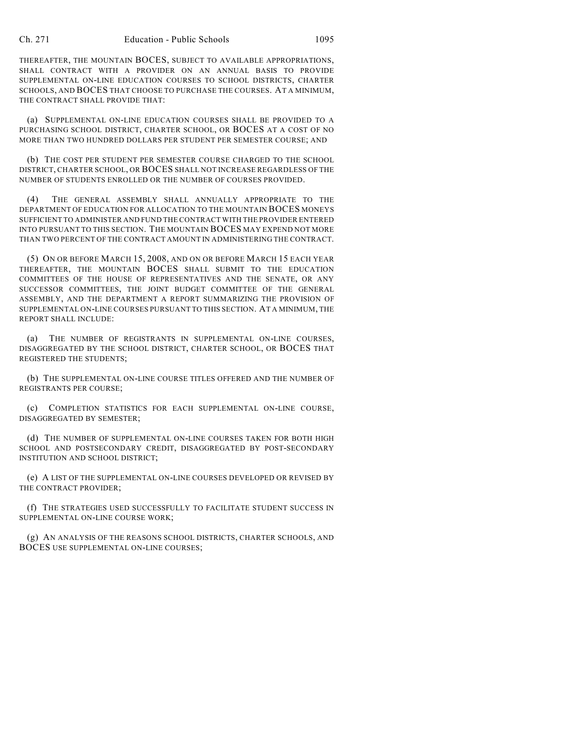THEREAFTER, THE MOUNTAIN BOCES, SUBJECT TO AVAILABLE APPROPRIATIONS, SHALL CONTRACT WITH A PROVIDER ON AN ANNUAL BASIS TO PROVIDE SUPPLEMENTAL ON-LINE EDUCATION COURSES TO SCHOOL DISTRICTS, CHARTER SCHOOLS, AND BOCES THAT CHOOSE TO PURCHASE THE COURSES. AT A MINIMUM, THE CONTRACT SHALL PROVIDE THAT:

(a) SUPPLEMENTAL ON-LINE EDUCATION COURSES SHALL BE PROVIDED TO A PURCHASING SCHOOL DISTRICT, CHARTER SCHOOL, OR BOCES AT A COST OF NO MORE THAN TWO HUNDRED DOLLARS PER STUDENT PER SEMESTER COURSE; AND

(b) THE COST PER STUDENT PER SEMESTER COURSE CHARGED TO THE SCHOOL DISTRICT, CHARTER SCHOOL, OR BOCES SHALL NOT INCREASE REGARDLESS OF THE NUMBER OF STUDENTS ENROLLED OR THE NUMBER OF COURSES PROVIDED.

(4) THE GENERAL ASSEMBLY SHALL ANNUALLY APPROPRIATE TO THE DEPARTMENT OF EDUCATION FOR ALLOCATION TO THE MOUNTAIN BOCES MONEYS SUFFICIENT TO ADMINISTER AND FUND THE CONTRACT WITH THE PROVIDER ENTERED INTO PURSUANT TO THIS SECTION. THE MOUNTAIN BOCES MAY EXPEND NOT MORE THAN TWO PERCENT OF THE CONTRACT AMOUNT IN ADMINISTERING THE CONTRACT.

(5) ON OR BEFORE MARCH 15, 2008, AND ON OR BEFORE MARCH 15 EACH YEAR THEREAFTER, THE MOUNTAIN BOCES SHALL SUBMIT TO THE EDUCATION COMMITTEES OF THE HOUSE OF REPRESENTATIVES AND THE SENATE, OR ANY SUCCESSOR COMMITTEES, THE JOINT BUDGET COMMITTEE OF THE GENERAL ASSEMBLY, AND THE DEPARTMENT A REPORT SUMMARIZING THE PROVISION OF SUPPLEMENTAL ON-LINE COURSES PURSUANT TO THIS SECTION. AT A MINIMUM, THE REPORT SHALL INCLUDE:

(a) THE NUMBER OF REGISTRANTS IN SUPPLEMENTAL ON-LINE COURSES, DISAGGREGATED BY THE SCHOOL DISTRICT, CHARTER SCHOOL, OR BOCES THAT REGISTERED THE STUDENTS;

(b) THE SUPPLEMENTAL ON-LINE COURSE TITLES OFFERED AND THE NUMBER OF REGISTRANTS PER COURSE;

(c) COMPLETION STATISTICS FOR EACH SUPPLEMENTAL ON-LINE COURSE, DISAGGREGATED BY SEMESTER;

(d) THE NUMBER OF SUPPLEMENTAL ON-LINE COURSES TAKEN FOR BOTH HIGH SCHOOL AND POSTSECONDARY CREDIT, DISAGGREGATED BY POST-SECONDARY INSTITUTION AND SCHOOL DISTRICT;

(e) A LIST OF THE SUPPLEMENTAL ON-LINE COURSES DEVELOPED OR REVISED BY THE CONTRACT PROVIDER;

(f) THE STRATEGIES USED SUCCESSFULLY TO FACILITATE STUDENT SUCCESS IN SUPPLEMENTAL ON-LINE COURSE WORK;

(g) AN ANALYSIS OF THE REASONS SCHOOL DISTRICTS, CHARTER SCHOOLS, AND BOCES USE SUPPLEMENTAL ON-LINE COURSES;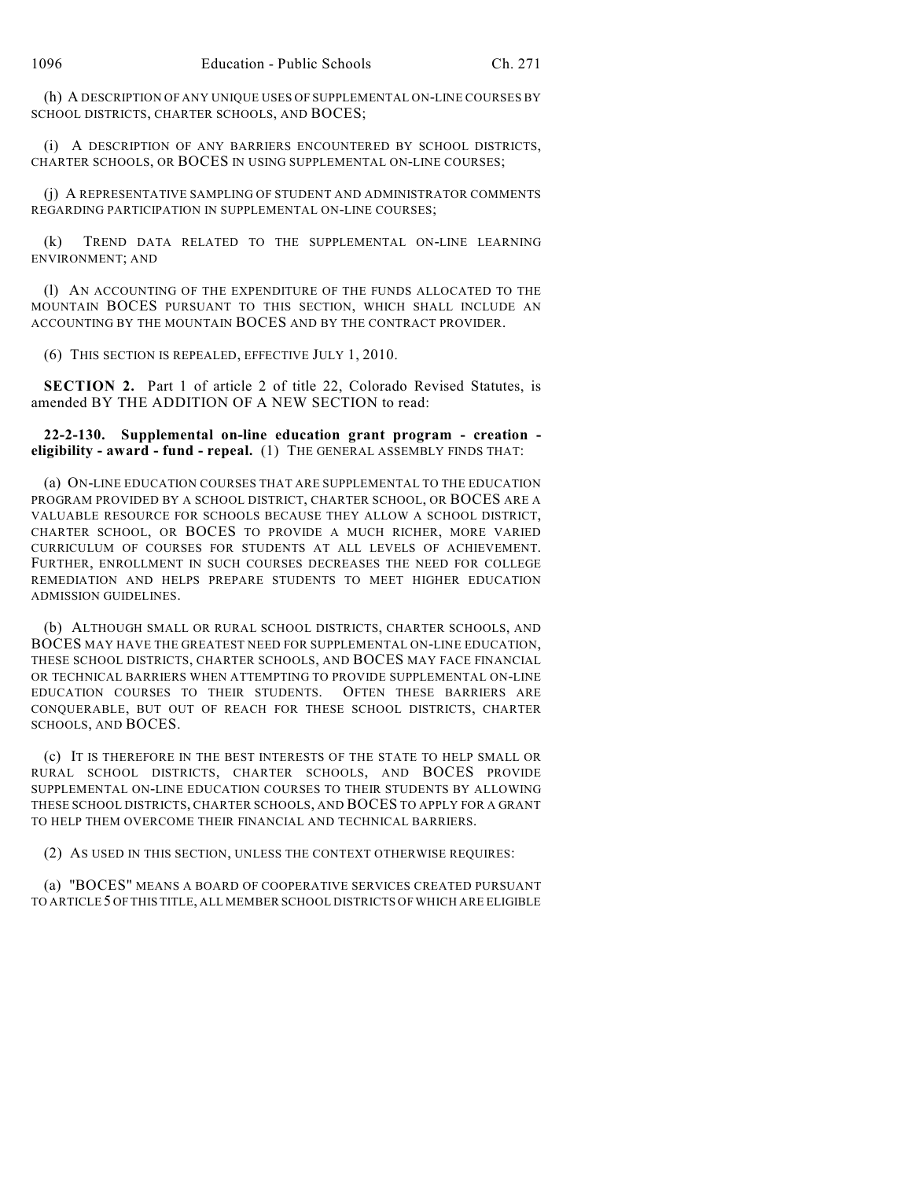(h) A DESCRIPTION OF ANY UNIQUE USES OF SUPPLEMENTAL ON-LINE COURSES BY SCHOOL DISTRICTS, CHARTER SCHOOLS, AND BOCES;

(i) A DESCRIPTION OF ANY BARRIERS ENCOUNTERED BY SCHOOL DISTRICTS, CHARTER SCHOOLS, OR BOCES IN USING SUPPLEMENTAL ON-LINE COURSES;

(j) A REPRESENTATIVE SAMPLING OF STUDENT AND ADMINISTRATOR COMMENTS REGARDING PARTICIPATION IN SUPPLEMENTAL ON-LINE COURSES;

(k) TREND DATA RELATED TO THE SUPPLEMENTAL ON-LINE LEARNING ENVIRONMENT; AND

(l) AN ACCOUNTING OF THE EXPENDITURE OF THE FUNDS ALLOCATED TO THE MOUNTAIN BOCES PURSUANT TO THIS SECTION, WHICH SHALL INCLUDE AN ACCOUNTING BY THE MOUNTAIN BOCES AND BY THE CONTRACT PROVIDER.

(6) THIS SECTION IS REPEALED, EFFECTIVE JULY 1, 2010.

**SECTION 2.** Part 1 of article 2 of title 22, Colorado Revised Statutes, is amended BY THE ADDITION OF A NEW SECTION to read:

**22-2-130. Supplemental on-line education grant program - creation - eligibility - award - fund - repeal.** (1) THE GENERAL ASSEMBLY FINDS THAT:

(a) ON-LINE EDUCATION COURSES THAT ARE SUPPLEMENTAL TO THE EDUCATION PROGRAM PROVIDED BY A SCHOOL DISTRICT, CHARTER SCHOOL, OR BOCES ARE A VALUABLE RESOURCE FOR SCHOOLS BECAUSE THEY ALLOW A SCHOOL DISTRICT, CHARTER SCHOOL, OR BOCES TO PROVIDE A MUCH RICHER, MORE VARIED CURRICULUM OF COURSES FOR STUDENTS AT ALL LEVELS OF ACHIEVEMENT. FURTHER, ENROLLMENT IN SUCH COURSES DECREASES THE NEED FOR COLLEGE REMEDIATION AND HELPS PREPARE STUDENTS TO MEET HIGHER EDUCATION ADMISSION GUIDELINES.

(b) ALTHOUGH SMALL OR RURAL SCHOOL DISTRICTS, CHARTER SCHOOLS, AND BOCES MAY HAVE THE GREATEST NEED FOR SUPPLEMENTAL ON-LINE EDUCATION, THESE SCHOOL DISTRICTS, CHARTER SCHOOLS, AND BOCES MAY FACE FINANCIAL OR TECHNICAL BARRIERS WHEN ATTEMPTING TO PROVIDE SUPPLEMENTAL ON-LINE EDUCATION COURSES TO THEIR STUDENTS. OFTEN THESE BARRIERS ARE CONQUERABLE, BUT OUT OF REACH FOR THESE SCHOOL DISTRICTS, CHARTER SCHOOLS, AND BOCES.

(c) IT IS THEREFORE IN THE BEST INTERESTS OF THE STATE TO HELP SMALL OR RURAL SCHOOL DISTRICTS, CHARTER SCHOOLS, AND BOCES PROVIDE SUPPLEMENTAL ON-LINE EDUCATION COURSES TO THEIR STUDENTS BY ALLOWING THESE SCHOOL DISTRICTS, CHARTER SCHOOLS, AND BOCES TO APPLY FOR A GRANT TO HELP THEM OVERCOME THEIR FINANCIAL AND TECHNICAL BARRIERS.

(2) AS USED IN THIS SECTION, UNLESS THE CONTEXT OTHERWISE REQUIRES:

(a) "BOCES" MEANS A BOARD OF COOPERATIVE SERVICES CREATED PURSUANT TO ARTICLE 5 OF THIS TITLE, ALL MEMBER SCHOOL DISTRICTS OF WHICH ARE ELIGIBLE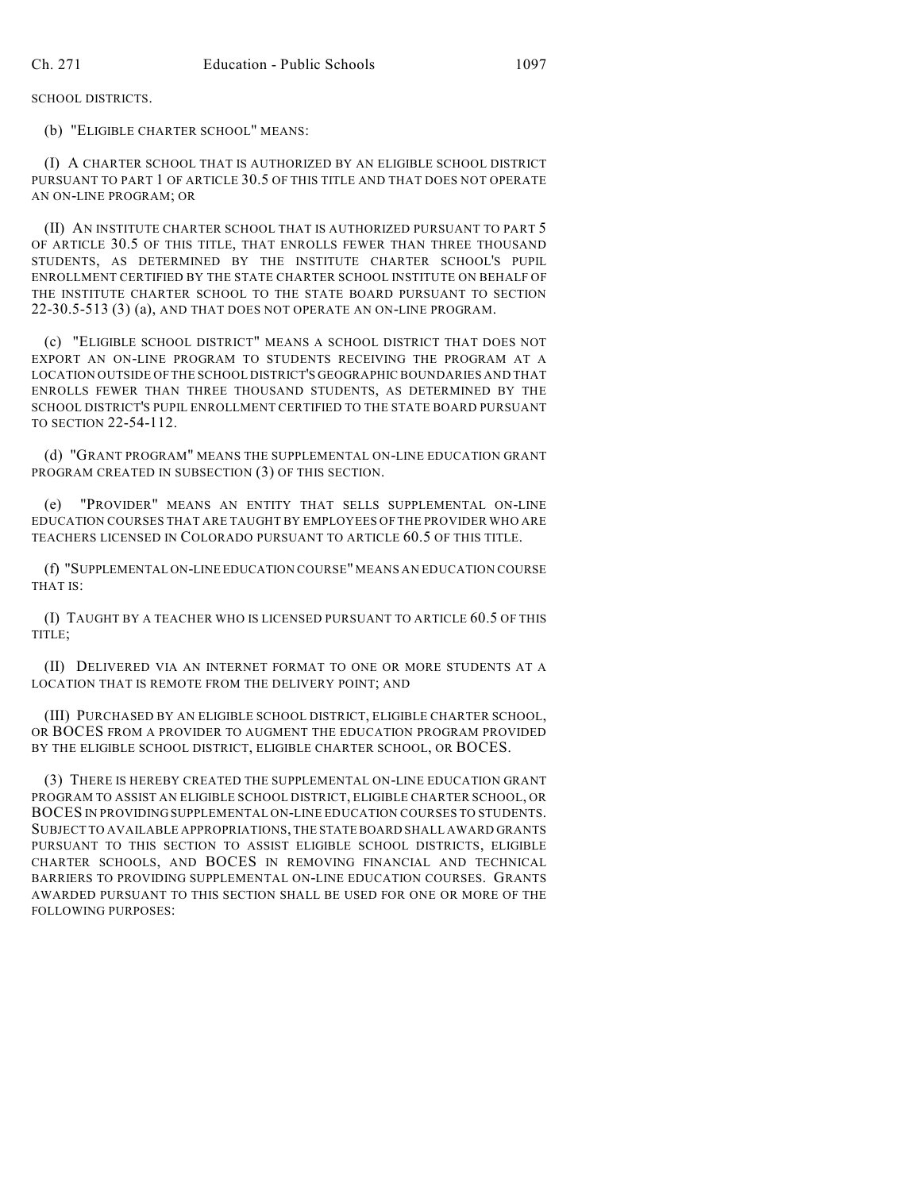SCHOOL DISTRICTS.

(b) "ELIGIBLE CHARTER SCHOOL" MEANS:

(I) A CHARTER SCHOOL THAT IS AUTHORIZED BY AN ELIGIBLE SCHOOL DISTRICT PURSUANT TO PART 1 OF ARTICLE 30.5 OF THIS TITLE AND THAT DOES NOT OPERATE AN ON-LINE PROGRAM; OR

(II) AN INSTITUTE CHARTER SCHOOL THAT IS AUTHORIZED PURSUANT TO PART 5 OF ARTICLE 30.5 OF THIS TITLE, THAT ENROLLS FEWER THAN THREE THOUSAND STUDENTS, AS DETERMINED BY THE INSTITUTE CHARTER SCHOOL'S PUPIL ENROLLMENT CERTIFIED BY THE STATE CHARTER SCHOOL INSTITUTE ON BEHALF OF THE INSTITUTE CHARTER SCHOOL TO THE STATE BOARD PURSUANT TO SECTION 22-30.5-513 (3) (a), AND THAT DOES NOT OPERATE AN ON-LINE PROGRAM.

(c) "ELIGIBLE SCHOOL DISTRICT" MEANS A SCHOOL DISTRICT THAT DOES NOT EXPORT AN ON-LINE PROGRAM TO STUDENTS RECEIVING THE PROGRAM AT A LOCATION OUTSIDE OF THE SCHOOL DISTRICT'S GEOGRAPHIC BOUNDARIES AND THAT ENROLLS FEWER THAN THREE THOUSAND STUDENTS, AS DETERMINED BY THE SCHOOL DISTRICT'S PUPIL ENROLLMENT CERTIFIED TO THE STATE BOARD PURSUANT TO SECTION 22-54-112.

(d) "GRANT PROGRAM" MEANS THE SUPPLEMENTAL ON-LINE EDUCATION GRANT PROGRAM CREATED IN SUBSECTION (3) OF THIS SECTION.

(e) "PROVIDER" MEANS AN ENTITY THAT SELLS SUPPLEMENTAL ON-LINE EDUCATION COURSES THAT ARE TAUGHT BY EMPLOYEES OF THE PROVIDER WHO ARE TEACHERS LICENSED IN COLORADO PURSUANT TO ARTICLE 60.5 OF THIS TITLE.

(f) "SUPPLEMENTAL ON-LINE EDUCATION COURSE" MEANS AN EDUCATION COURSE THAT IS:

(I) TAUGHT BY A TEACHER WHO IS LICENSED PURSUANT TO ARTICLE 60.5 OF THIS TITLE;

(II) DELIVERED VIA AN INTERNET FORMAT TO ONE OR MORE STUDENTS AT A LOCATION THAT IS REMOTE FROM THE DELIVERY POINT; AND

(III) PURCHASED BY AN ELIGIBLE SCHOOL DISTRICT, ELIGIBLE CHARTER SCHOOL, OR BOCES FROM A PROVIDER TO AUGMENT THE EDUCATION PROGRAM PROVIDED BY THE ELIGIBLE SCHOOL DISTRICT, ELIGIBLE CHARTER SCHOOL, OR BOCES.

(3) THERE IS HEREBY CREATED THE SUPPLEMENTAL ON-LINE EDUCATION GRANT PROGRAM TO ASSIST AN ELIGIBLE SCHOOL DISTRICT, ELIGIBLE CHARTER SCHOOL, OR BOCES IN PROVIDING SUPPLEMENTAL ON-LINE EDUCATION COURSES TO STUDENTS. SUBJECT TO AVAILABLE APPROPRIATIONS, THE STATE BOARD SHALL AWARD GRANTS PURSUANT TO THIS SECTION TO ASSIST ELIGIBLE SCHOOL DISTRICTS, ELIGIBLE CHARTER SCHOOLS, AND BOCES IN REMOVING FINANCIAL AND TECHNICAL BARRIERS TO PROVIDING SUPPLEMENTAL ON-LINE EDUCATION COURSES. GRANTS AWARDED PURSUANT TO THIS SECTION SHALL BE USED FOR ONE OR MORE OF THE FOLLOWING PURPOSES: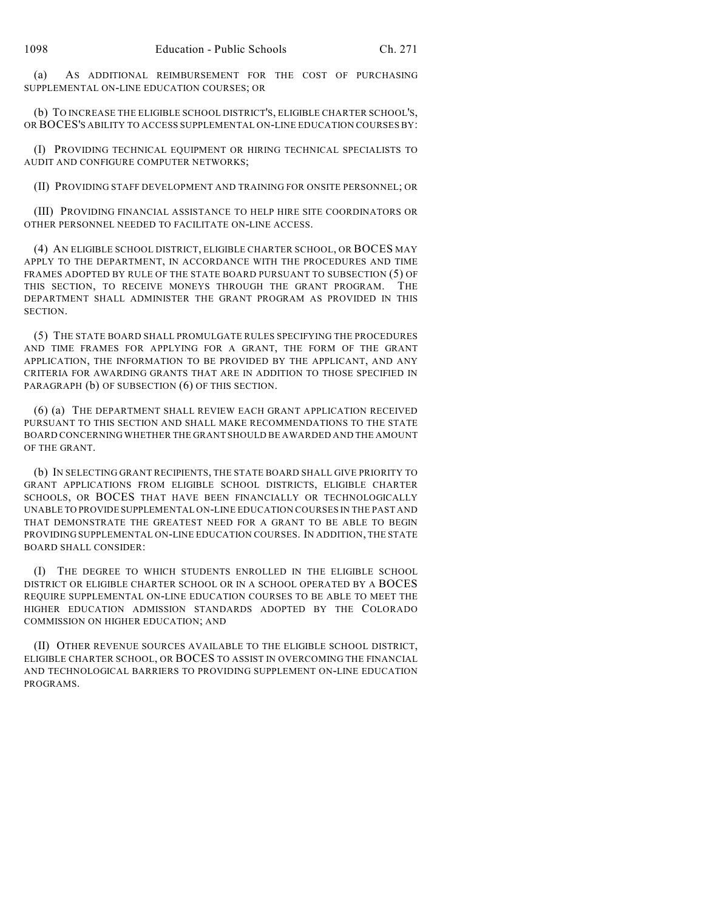(a) AS ADDITIONAL REIMBURSEMENT FOR THE COST OF PURCHASING SUPPLEMENTAL ON-LINE EDUCATION COURSES; OR

(b) TO INCREASE THE ELIGIBLE SCHOOL DISTRICT'S, ELIGIBLE CHARTER SCHOOL'S, OR BOCES'S ABILITY TO ACCESS SUPPLEMENTAL ON-LINE EDUCATION COURSES BY:

(I) PROVIDING TECHNICAL EQUIPMENT OR HIRING TECHNICAL SPECIALISTS TO AUDIT AND CONFIGURE COMPUTER NETWORKS;

(II) PROVIDING STAFF DEVELOPMENT AND TRAINING FOR ONSITE PERSONNEL; OR

(III) PROVIDING FINANCIAL ASSISTANCE TO HELP HIRE SITE COORDINATORS OR OTHER PERSONNEL NEEDED TO FACILITATE ON-LINE ACCESS.

(4) AN ELIGIBLE SCHOOL DISTRICT, ELIGIBLE CHARTER SCHOOL, OR BOCES MAY APPLY TO THE DEPARTMENT, IN ACCORDANCE WITH THE PROCEDURES AND TIME FRAMES ADOPTED BY RULE OF THE STATE BOARD PURSUANT TO SUBSECTION (5) OF THIS SECTION, TO RECEIVE MONEYS THROUGH THE GRANT PROGRAM. THE DEPARTMENT SHALL ADMINISTER THE GRANT PROGRAM AS PROVIDED IN THIS SECTION.

(5) THE STATE BOARD SHALL PROMULGATE RULES SPECIFYING THE PROCEDURES AND TIME FRAMES FOR APPLYING FOR A GRANT, THE FORM OF THE GRANT APPLICATION, THE INFORMATION TO BE PROVIDED BY THE APPLICANT, AND ANY CRITERIA FOR AWARDING GRANTS THAT ARE IN ADDITION TO THOSE SPECIFIED IN PARAGRAPH (b) OF SUBSECTION (6) OF THIS SECTION.

(6) (a) THE DEPARTMENT SHALL REVIEW EACH GRANT APPLICATION RECEIVED PURSUANT TO THIS SECTION AND SHALL MAKE RECOMMENDATIONS TO THE STATE BOARD CONCERNING WHETHER THE GRANT SHOULD BE AWARDED AND THE AMOUNT OF THE GRANT.

(b) IN SELECTING GRANT RECIPIENTS, THE STATE BOARD SHALL GIVE PRIORITY TO GRANT APPLICATIONS FROM ELIGIBLE SCHOOL DISTRICTS, ELIGIBLE CHARTER SCHOOLS, OR BOCES THAT HAVE BEEN FINANCIALLY OR TECHNOLOGICALLY UNABLE TO PROVIDE SUPPLEMENTAL ON-LINE EDUCATION COURSES IN THE PAST AND THAT DEMONSTRATE THE GREATEST NEED FOR A GRANT TO BE ABLE TO BEGIN PROVIDING SUPPLEMENTAL ON-LINE EDUCATION COURSES. IN ADDITION, THE STATE BOARD SHALL CONSIDER:

(I) THE DEGREE TO WHICH STUDENTS ENROLLED IN THE ELIGIBLE SCHOOL DISTRICT OR ELIGIBLE CHARTER SCHOOL OR IN A SCHOOL OPERATED BY A BOCES REQUIRE SUPPLEMENTAL ON-LINE EDUCATION COURSES TO BE ABLE TO MEET THE HIGHER EDUCATION ADMISSION STANDARDS ADOPTED BY THE COLORADO COMMISSION ON HIGHER EDUCATION; AND

(II) OTHER REVENUE SOURCES AVAILABLE TO THE ELIGIBLE SCHOOL DISTRICT, ELIGIBLE CHARTER SCHOOL, OR BOCES TO ASSIST IN OVERCOMING THE FINANCIAL AND TECHNOLOGICAL BARRIERS TO PROVIDING SUPPLEMENT ON-LINE EDUCATION PROGRAMS.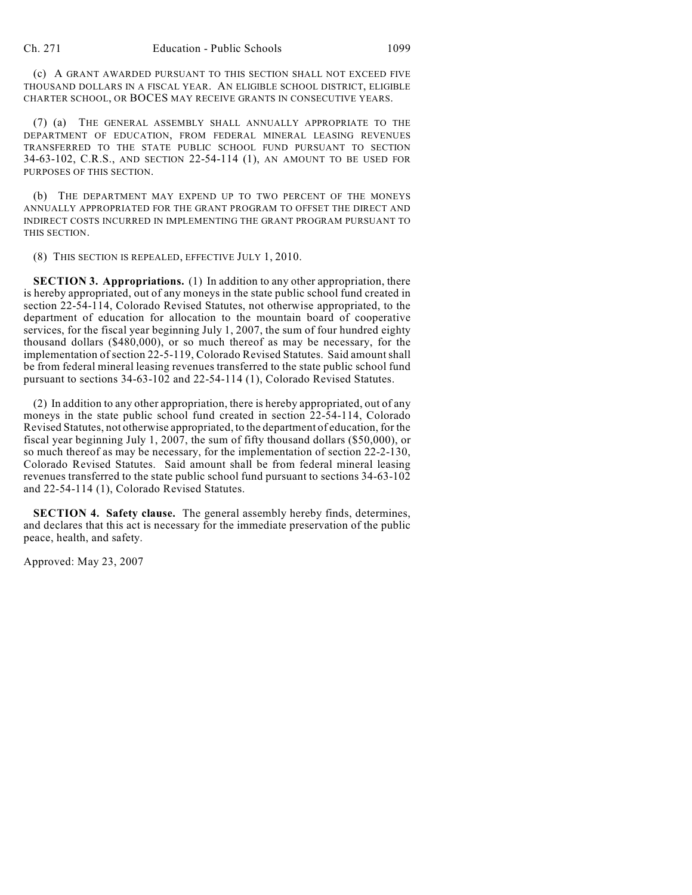(c) A GRANT AWARDED PURSUANT TO THIS SECTION SHALL NOT EXCEED FIVE THOUSAND DOLLARS IN A FISCAL YEAR. AN ELIGIBLE SCHOOL DISTRICT, ELIGIBLE CHARTER SCHOOL, OR BOCES MAY RECEIVE GRANTS IN CONSECUTIVE YEARS.

(7) (a) THE GENERAL ASSEMBLY SHALL ANNUALLY APPROPRIATE TO THE DEPARTMENT OF EDUCATION, FROM FEDERAL MINERAL LEASING REVENUES TRANSFERRED TO THE STATE PUBLIC SCHOOL FUND PURSUANT TO SECTION 34-63-102, C.R.S., AND SECTION 22-54-114 (1), AN AMOUNT TO BE USED FOR PURPOSES OF THIS SECTION.

(b) THE DEPARTMENT MAY EXPEND UP TO TWO PERCENT OF THE MONEYS ANNUALLY APPROPRIATED FOR THE GRANT PROGRAM TO OFFSET THE DIRECT AND INDIRECT COSTS INCURRED IN IMPLEMENTING THE GRANT PROGRAM PURSUANT TO THIS SECTION.

(8) THIS SECTION IS REPEALED, EFFECTIVE JULY 1, 2010.

**SECTION 3. Appropriations.** (1) In addition to any other appropriation, there is hereby appropriated, out of any moneys in the state public school fund created in section 22-54-114, Colorado Revised Statutes, not otherwise appropriated, to the department of education for allocation to the mountain board of cooperative services, for the fiscal year beginning July 1, 2007, the sum of four hundred eighty thousand dollars ($480,000), or so much thereof as may be necessary, for the implementation of section 22-5-119, Colorado Revised Statutes. Said amount shall be from federal mineral leasing revenues transferred to the state public school fund pursuant to sections 34-63-102 and 22-54-114 (1), Colorado Revised Statutes.

(2) In addition to any other appropriation, there is hereby appropriated, out of any moneys in the state public school fund created in section 22-54-114, Colorado Revised Statutes, not otherwise appropriated, to the department of education, for the fiscal year beginning July 1, 2007, the sum of fifty thousand dollars ($50,000), or so much thereof as may be necessary, for the implementation of section 22-2-130, Colorado Revised Statutes. Said amount shall be from federal mineral leasing revenues transferred to the state public school fund pursuant to sections 34-63-102 and 22-54-114 (1), Colorado Revised Statutes.

**SECTION 4. Safety clause.** The general assembly hereby finds, determines, and declares that this act is necessary for the immediate preservation of the public peace, health, and safety.

Approved: May 23, 2007